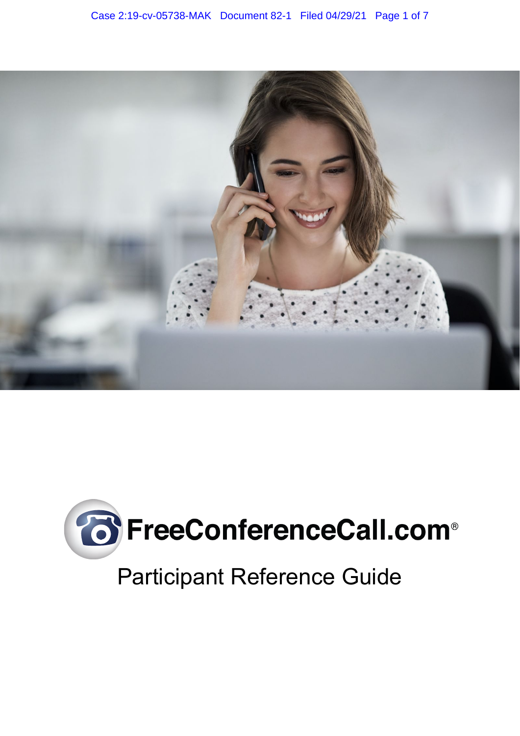# FreeConferenceCall.com®

## Participant Reference Guide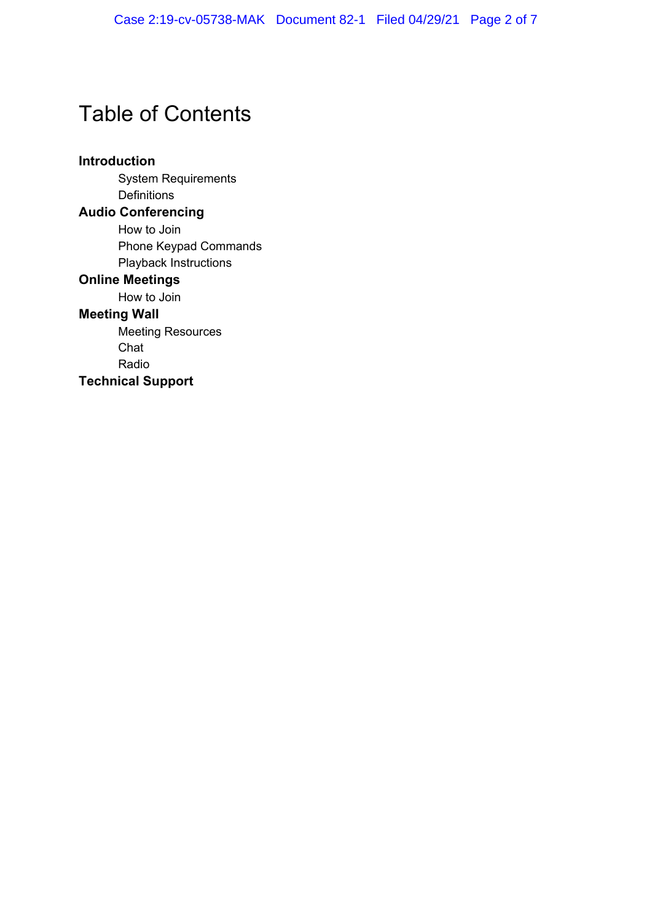# Table of Contents

**Introduction**

- System Requirements
- Definitions

**Audio Conferencing**

- How to Join
- Phone Keypad Commands
- Playback Instructions

**Online Meetings**

- How to Join

**Meeting Wall**

- Meeting Resources
- Chat
- Radio

**Technical Support**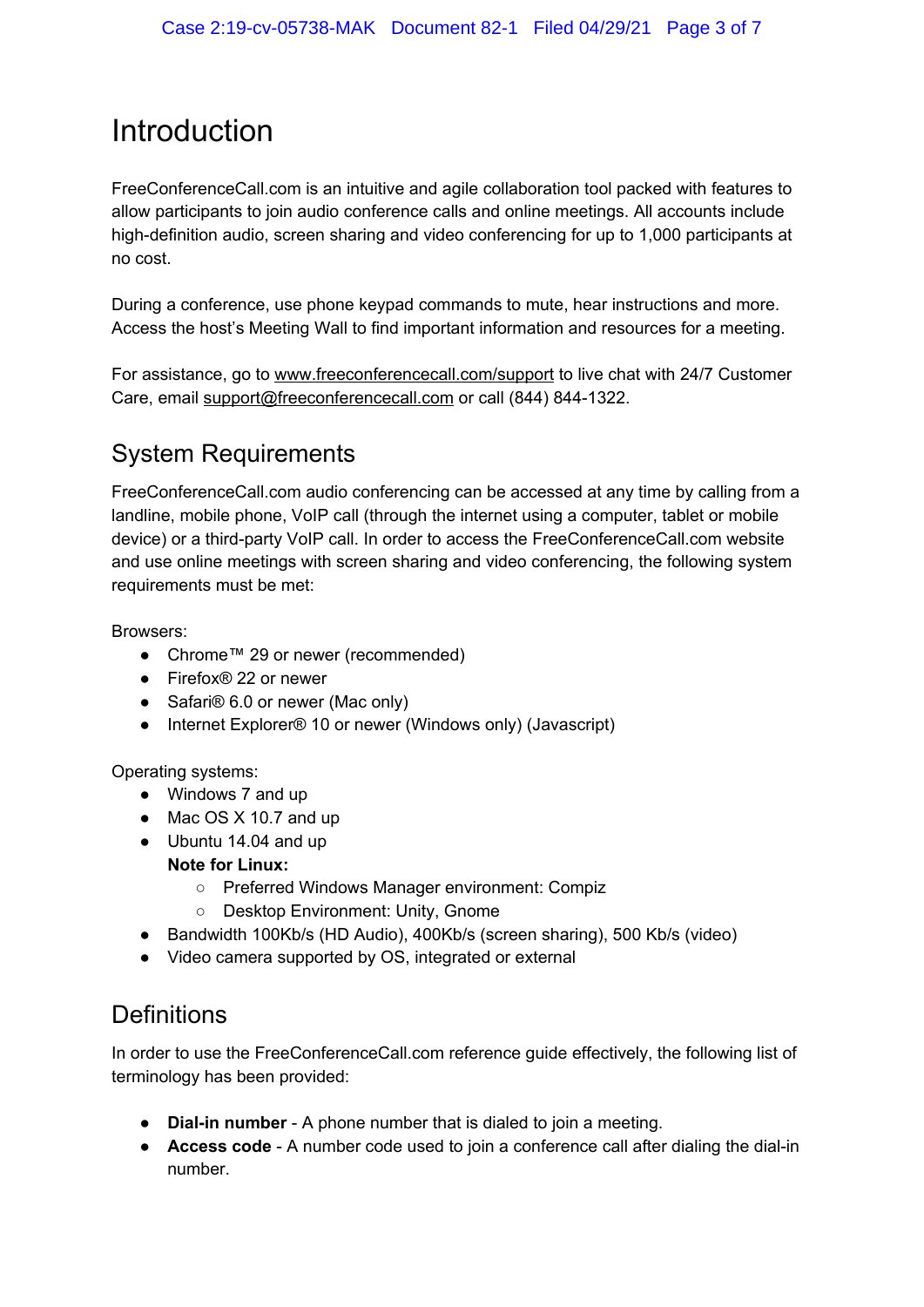# Introduction

FreeConferenceCall.com is an intuitive and agile collaboration tool packed with features to allow participants to join audio conference calls and online meetings. All accounts include high-definition audio, screen sharing and video conferencing for up to 1,000 participants at no cost.

During a conference, use phone keypad commands to mute, hear instructions and more. Access the host's Meeting Wall to find important information and resources for a meeting.

For assistance, go to www.freeconferencecall.com/support to live chat with 24/7 Customer Care, email support@freeconferencecall.com or call (844) 844-1322.

## System Requirements

FreeConferenceCall.com audio conferencing can be accessed at any time by calling from a landline, mobile phone, VoIP call (through the internet using a computer, tablet or mobile device) or a third-party VoIP call. In order to access the FreeConferenceCall.com website and use online meetings with screen sharing and video conferencing, the following system requirements must be met:

Browsers:

- Chrome™ 29 or newer (recommended)
- Firefox® 22 or newer
- Safari® 6.0 or newer (Mac only)
- Internet Explorer® 10 or newer (Windows only) (Javascript)

Operating systems:

- Windows 7 and up
- Mac OS X 10.7 and up
- Ubuntu 14.04 and up
  **Note for Linux:**
  - Preferred Windows Manager environment: Compiz
  - Desktop Environment: Unity, Gnome
- Bandwidth 100Kb/s (HD Audio), 400Kb/s (screen sharing), 500 Kb/s (video)
- Video camera supported by OS, integrated or external

## Definitions

In order to use the FreeConferenceCall.com reference guide effectively, the following list of terminology has been provided:

- **Dial-in number** - A phone number that is dialed to join a meeting.
- **Access code** - A number code used to join a conference call after dialing the dial-in number.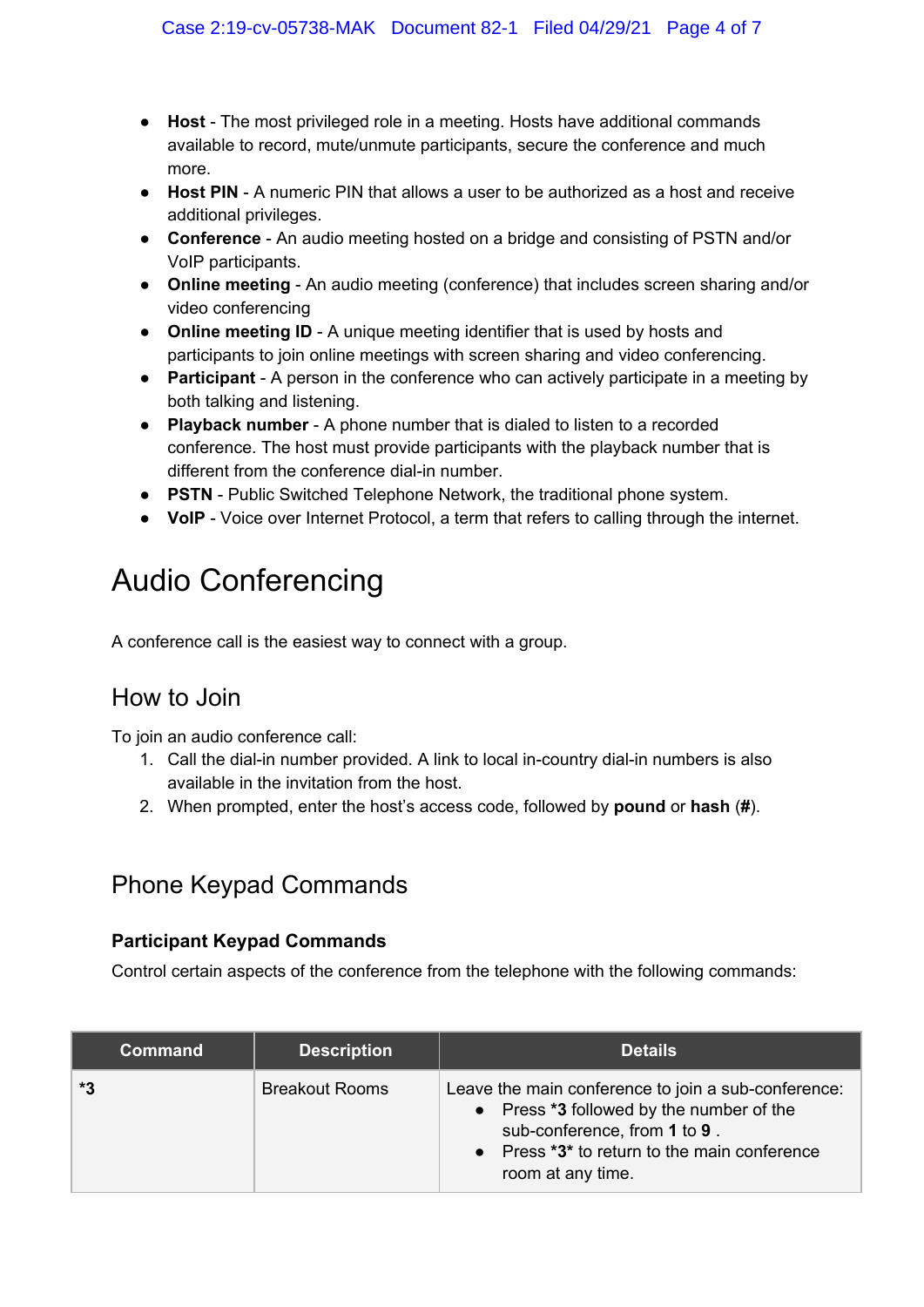- **Host** - The most privileged role in a meeting. Hosts have additional commands available to record, mute/unmute participants, secure the conference and much more.
- **Host PIN** - A numeric PIN that allows a user to be authorized as a host and receive additional privileges.
- **Conference** - An audio meeting hosted on a bridge and consisting of PSTN and/or VoIP participants.
- **Online meeting** - An audio meeting (conference) that includes screen sharing and/or video conferencing
- **Online meeting ID** - A unique meeting identifier that is used by hosts and participants to join online meetings with screen sharing and video conferencing.
- **Participant** - A person in the conference who can actively participate in a meeting by both talking and listening.
- **Playback number** - A phone number that is dialed to listen to a recorded conference. The host must provide participants with the playback number that is different from the conference dial-in number.
- **PSTN** - Public Switched Telephone Network, the traditional phone system.
- **VoIP** - Voice over Internet Protocol, a term that refers to calling through the internet.

# Audio Conferencing

A conference call is the easiest way to connect with a group.

## How to Join

To join an audio conference call:

1. Call the dial-in number provided. A link to local in-country dial-in numbers is also available in the invitation from the host.
2. When prompted, enter the host's access code, followed by **pound** or **hash** (**#**).

## Phone Keypad Commands

### Participant Keypad Commands

Control certain aspects of the conference from the telephone with the following commands:

| Command | Description | Details |
|---|---|---|
| ***3** | Breakout Rooms | Leave the main conference to join a sub-conference:<br>• Press ***3** followed by the number of the sub-conference, from **1** to **9** .<br>• Press ***3*** to return to the main conference room at any time. |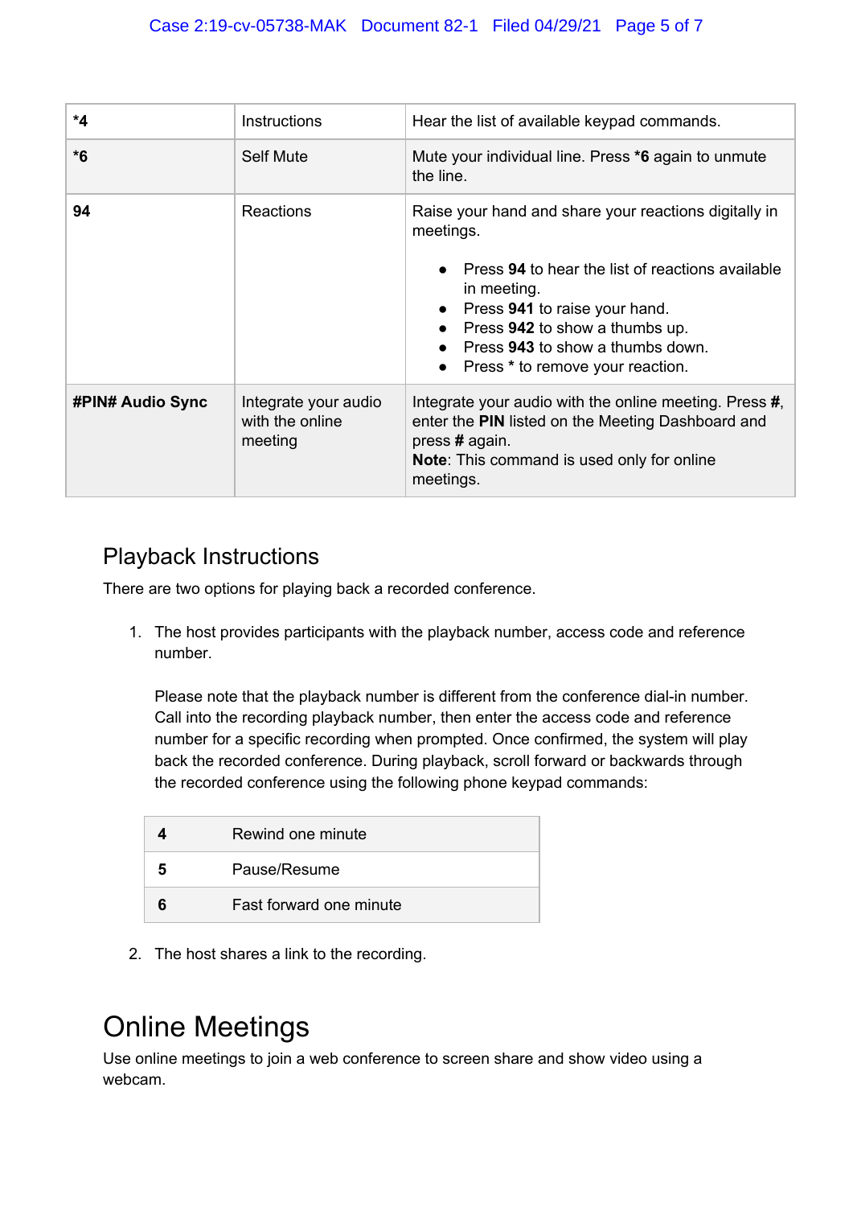| **\*4** | Instructions | Hear the list of available keypad commands. |
|---|---|---|
| **\*6** | Self Mute | Mute your individual line. Press **\*6** again to unmute the line. |
| **94** | Reactions | Raise your hand and share your reactions digitally in meetings.<br><br>• Press **94** to hear the list of reactions available in meeting.<br>• Press **941** to raise your hand.<br>• Press **942** to show a thumbs up.<br>• Press **943** to show a thumbs down.<br>• Press * to remove your reaction. |
| **#PIN# Audio Sync** | Integrate your audio with the online meeting | Integrate your audio with the online meeting. Press **#**, enter the **PIN** listed on the Meeting Dashboard and press **#** again.<br>**Note**: This command is used only for online meetings. |

## Playback Instructions

There are two options for playing back a recorded conference.

1. The host provides participants with the playback number, access code and reference number.

   Please note that the playback number is different from the conference dial-in number. Call into the recording playback number, then enter the access code and reference number for a specific recording when prompted. Once confirmed, the system will play back the recorded conference. During playback, scroll forward or backwards through the recorded conference using the following phone keypad commands:

   | **4** | Rewind one minute |
   |---|---|
   | **5** | Pause/Resume |
   | **6** | Fast forward one minute |

2. The host shares a link to the recording.

# Online Meetings

Use online meetings to join a web conference to screen share and show video using a webcam.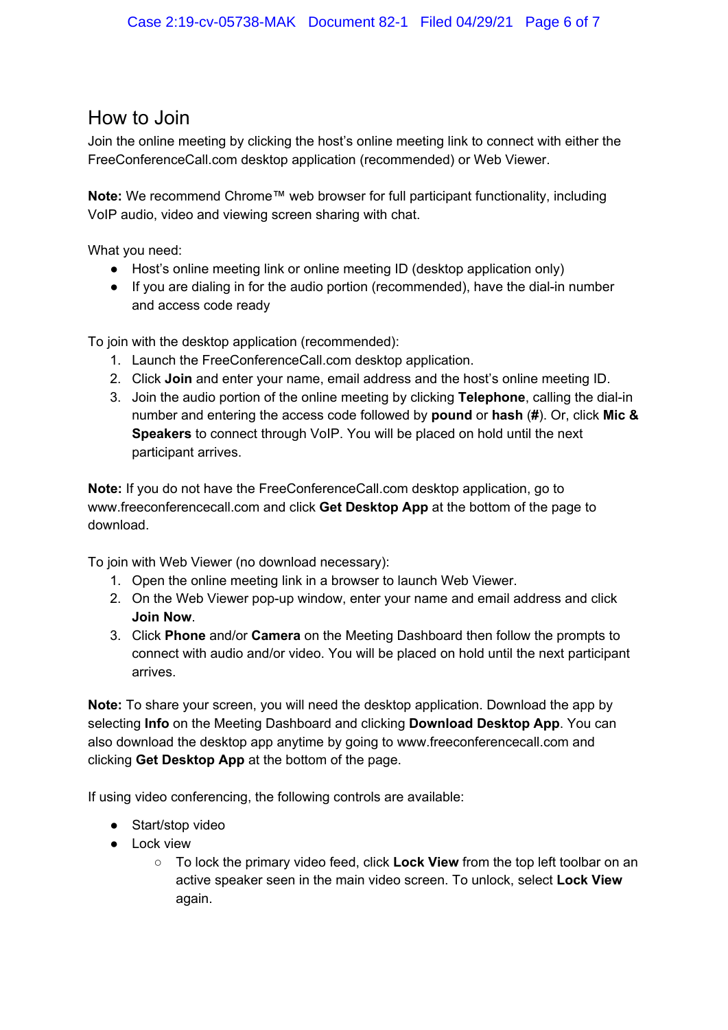## How to Join

Join the online meeting by clicking the host's online meeting link to connect with either the FreeConferenceCall.com desktop application (recommended) or Web Viewer.

**Note:** We recommend Chrome™ web browser for full participant functionality, including VoIP audio, video and viewing screen sharing with chat.

What you need:

- Host's online meeting link or online meeting ID (desktop application only)
- If you are dialing in for the audio portion (recommended), have the dial-in number and access code ready

To join with the desktop application (recommended):

1. Launch the FreeConferenceCall.com desktop application.
2. Click **Join** and enter your name, email address and the host's online meeting ID.
3. Join the audio portion of the online meeting by clicking **Telephone**, calling the dial-in number and entering the access code followed by **pound** or **hash** (**#**). Or, click **Mic & Speakers** to connect through VoIP. You will be placed on hold until the next participant arrives.

**Note:** If you do not have the FreeConferenceCall.com desktop application, go to www.freeconferencecall.com and click **Get Desktop App** at the bottom of the page to download.

To join with Web Viewer (no download necessary):

1. Open the online meeting link in a browser to launch Web Viewer.
2. On the Web Viewer pop-up window, enter your name and email address and click **Join Now**.
3. Click **Phone** and/or **Camera** on the Meeting Dashboard then follow the prompts to connect with audio and/or video. You will be placed on hold until the next participant arrives.

**Note:** To share your screen, you will need the desktop application. Download the app by selecting **Info** on the Meeting Dashboard and clicking **Download Desktop App**. You can also download the desktop app anytime by going to www.freeconferencecall.com and clicking **Get Desktop App** at the bottom of the page.

If using video conferencing, the following controls are available:

- Start/stop video
- Lock view
    - To lock the primary video feed, click **Lock View** from the top left toolbar on an active speaker seen in the main video screen. To unlock, select **Lock View** again.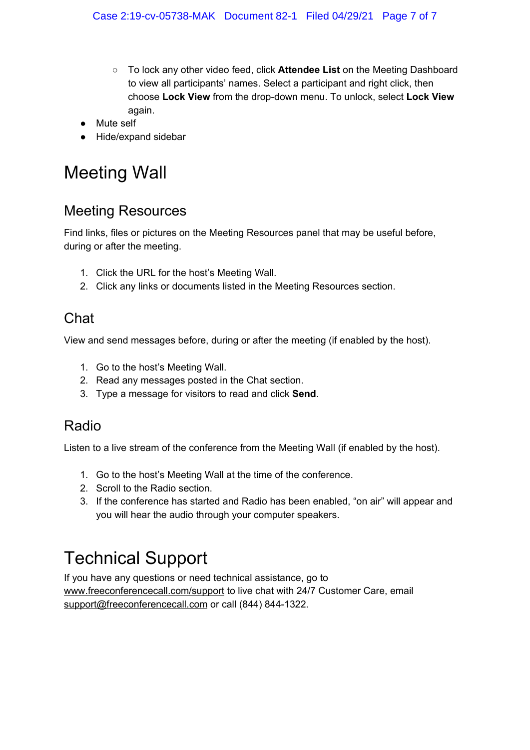- To lock any other video feed, click **Attendee List** on the Meeting Dashboard to view all participants' names. Select a participant and right click, then choose **Lock View** from the drop-down menu. To unlock, select **Lock View** again.
- Mute self
- Hide/expand sidebar

# Meeting Wall

## Meeting Resources

Find links, files or pictures on the Meeting Resources panel that may be useful before, during or after the meeting.

1. Click the URL for the host's Meeting Wall.
2. Click any links or documents listed in the Meeting Resources section.

## Chat

View and send messages before, during or after the meeting (if enabled by the host).

1. Go to the host's Meeting Wall.
2. Read any messages posted in the Chat section.
3. Type a message for visitors to read and click **Send**.

## Radio

Listen to a live stream of the conference from the Meeting Wall (if enabled by the host).

1. Go to the host's Meeting Wall at the time of the conference.
2. Scroll to the Radio section.
3. If the conference has started and Radio has been enabled, "on air" will appear and you will hear the audio through your computer speakers.

# Technical Support

If you have any questions or need technical assistance, go to www.freeconferencecall.com/support to live chat with 24/7 Customer Care, email support@freeconferencecall.com or call (844) 844-1322.